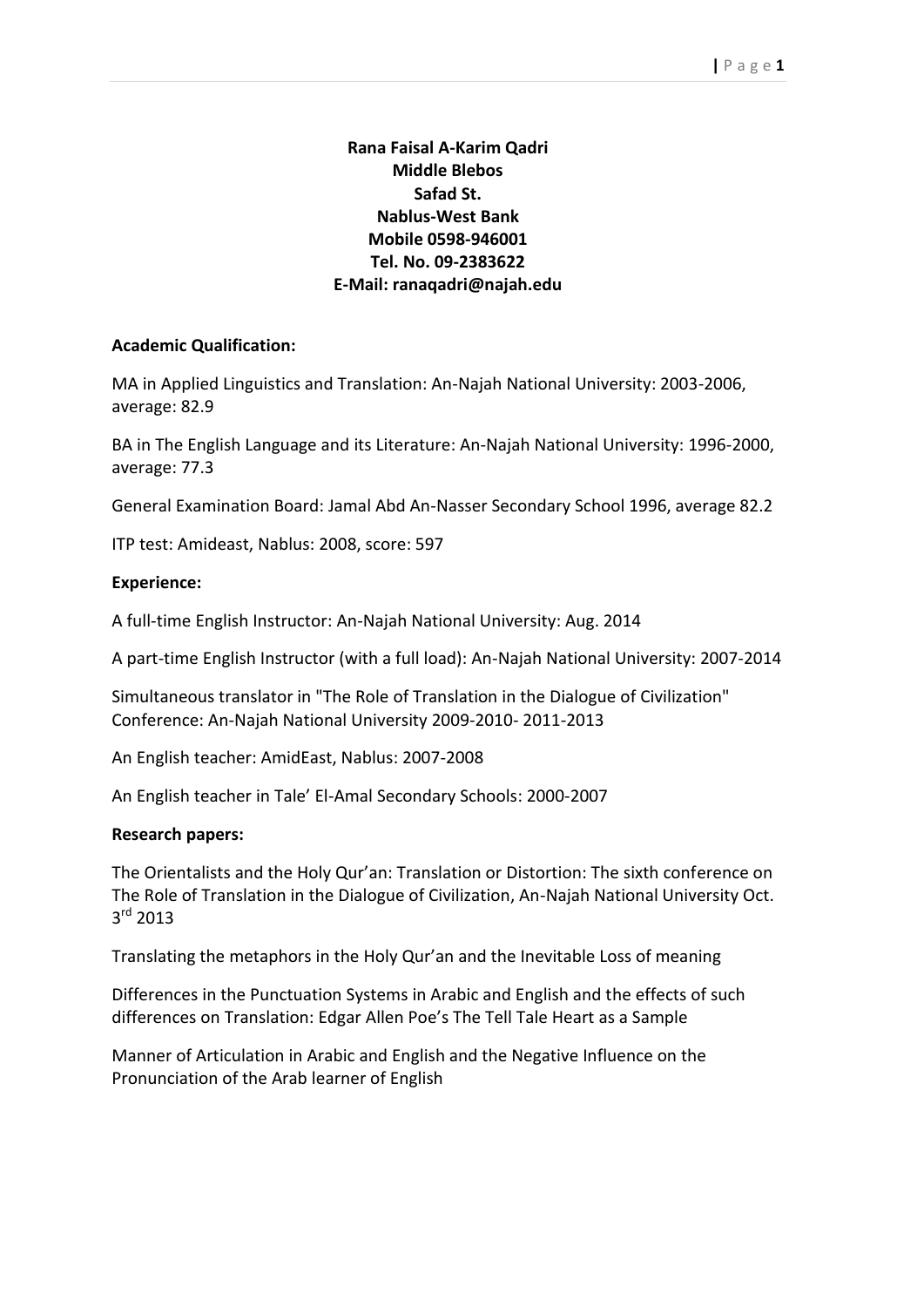**Rana Faisal A-Karim Qadri**
**Middle Blebos**
**Safad St.**
**Nablus-West Bank**
**Mobile 0598-946001**
**Tel. No. 09-2383622**
**E-Mail: ranaqadri@najah.edu**

**Academic Qualification:**

MA in Applied Linguistics and Translation: An-Najah National University: 2003-2006, average: 82.9

BA in The English Language and its Literature: An-Najah National University: 1996-2000, average: 77.3

General Examination Board: Jamal Abd An-Nasser Secondary School 1996, average 82.2

ITP test: Amideast, Nablus: 2008, score: 597

**Experience:**

A full-time English Instructor: An-Najah National University: Aug. 2014

A part-time English Instructor (with a full load): An-Najah National University: 2007-2014

Simultaneous translator in "The Role of Translation in the Dialogue of Civilization" Conference: An-Najah National University 2009-2010- 2011-2013

An English teacher: AmidEast, Nablus: 2007-2008

An English teacher in Tale' El-Amal Secondary Schools: 2000-2007

**Research papers:**

The Orientalists and the Holy Qur'an: Translation or Distortion: The sixth conference on The Role of Translation in the Dialogue of Civilization, An-Najah National University Oct. 3rd 2013

Translating the metaphors in the Holy Qur'an and the Inevitable Loss of meaning

Differences in the Punctuation Systems in Arabic and English and the effects of such differences on Translation: Edgar Allen Poe's The Tell Tale Heart as a Sample

Manner of Articulation in Arabic and English and the Negative Influence on the Pronunciation of the Arab learner of English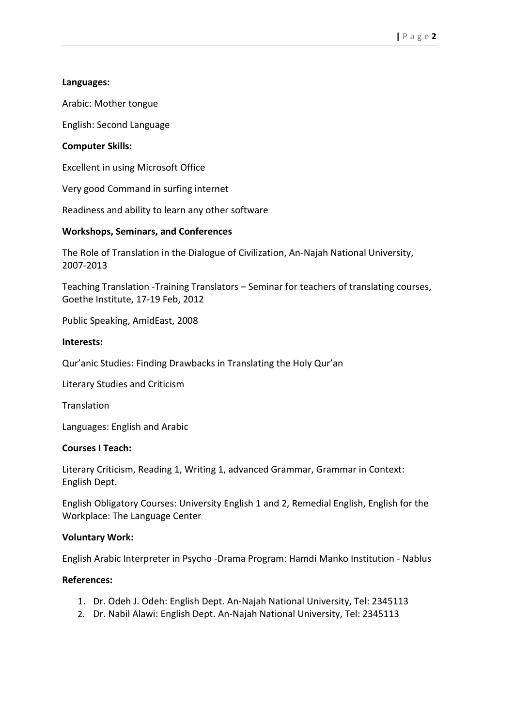**Languages:**

Arabic: Mother tongue

English: Second Language

**Computer Skills:**

Excellent in using Microsoft Office

Very good Command in surfing internet

Readiness and ability to learn any other software

**Workshops, Seminars, and Conferences**

The Role of Translation in the Dialogue of Civilization, An-Najah National University, 2007-2013

Teaching Translation -Training Translators – Seminar for teachers of translating courses, Goethe Institute, 17-19 Feb, 2012

Public Speaking, AmidEast, 2008

**Interests:**

Qur'anic Studies: Finding Drawbacks in Translating the Holy Qur'an

Literary Studies and Criticism

Translation

Languages: English and Arabic

**Courses I Teach:**

Literary Criticism, Reading 1, Writing 1, advanced Grammar, Grammar in Context: English Dept.

English Obligatory Courses: University English 1 and 2, Remedial English, English for the Workplace: The Language Center

**Voluntary Work:**

English Arabic Interpreter in Psycho -Drama Program: Hamdi Manko Institution - Nablus

**References:**

1. Dr. Odeh J. Odeh: English Dept. An-Najah National University, Tel: 2345113
2. Dr. Nabil Alawi: English Dept. An-Najah National University, Tel: 2345113